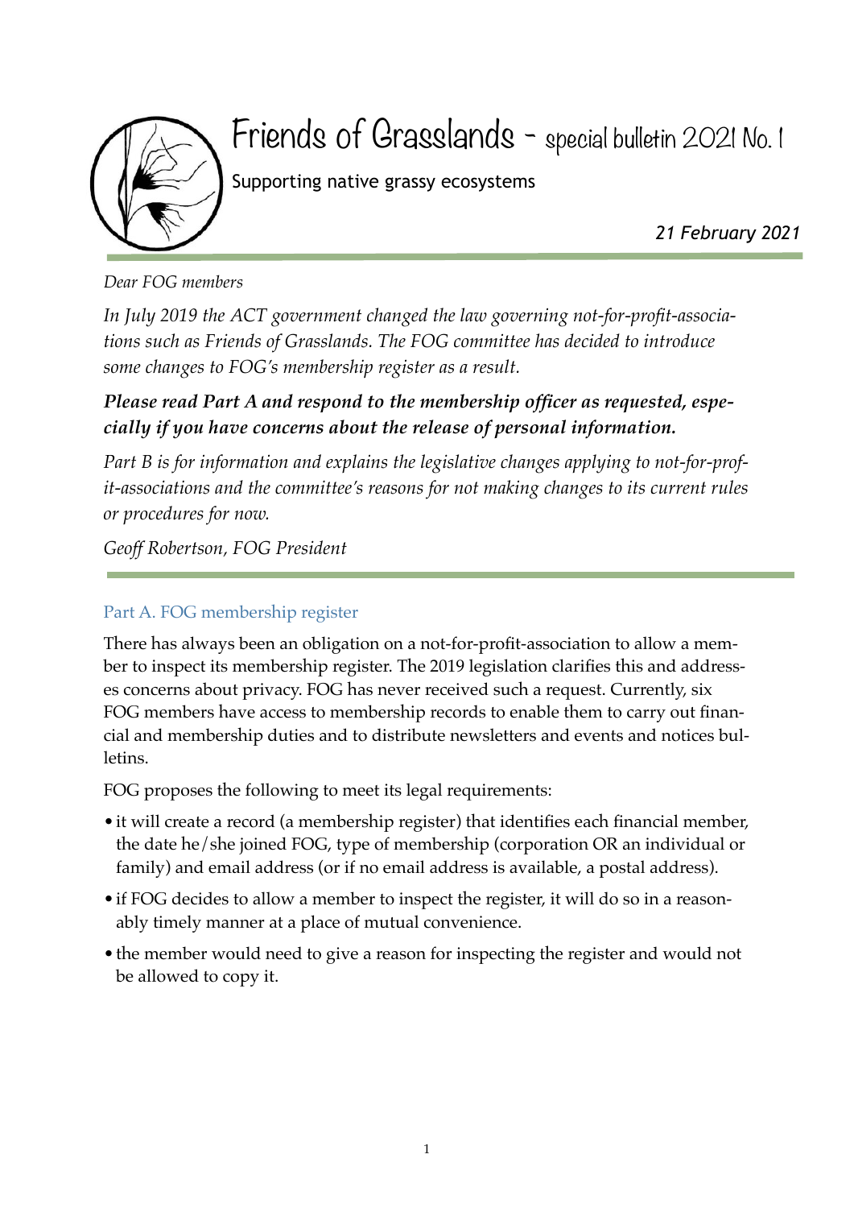# Friends of Grasslands - special bulletin 2021 No. 1

Supporting native grassy ecosystems

*21 February 2021*

*Dear FOG members*

*In July 2019 the ACT government changed the law governing not-for-profit-associations such as Friends of Grasslands. The FOG committee has decided to introduce some changes to FOG's membership register as a result.*

***Please read Part A and respond to the membership officer as requested, especially if you have concerns about the release of personal information.***

*Part B is for information and explains the legislative changes applying to not-for-profit-associations and the committee's reasons for not making changes to its current rules or procedures for now.*

*Geoff Robertson, FOG President*

## Part A. FOG membership register

There has always been an obligation on a not-for-profit-association to allow a member to inspect its membership register. The 2019 legislation clarifies this and addresses concerns about privacy. FOG has never received such a request. Currently, six FOG members have access to membership records to enable them to carry out financial and membership duties and to distribute newsletters and events and notices bulletins.

FOG proposes the following to meet its legal requirements:

- it will create a record (a membership register) that identifies each financial member, the date he/she joined FOG, type of membership (corporation OR an individual or family) and email address (or if no email address is available, a postal address).
- if FOG decides to allow a member to inspect the register, it will do so in a reasonably timely manner at a place of mutual convenience.
- the member would need to give a reason for inspecting the register and would not be allowed to copy it.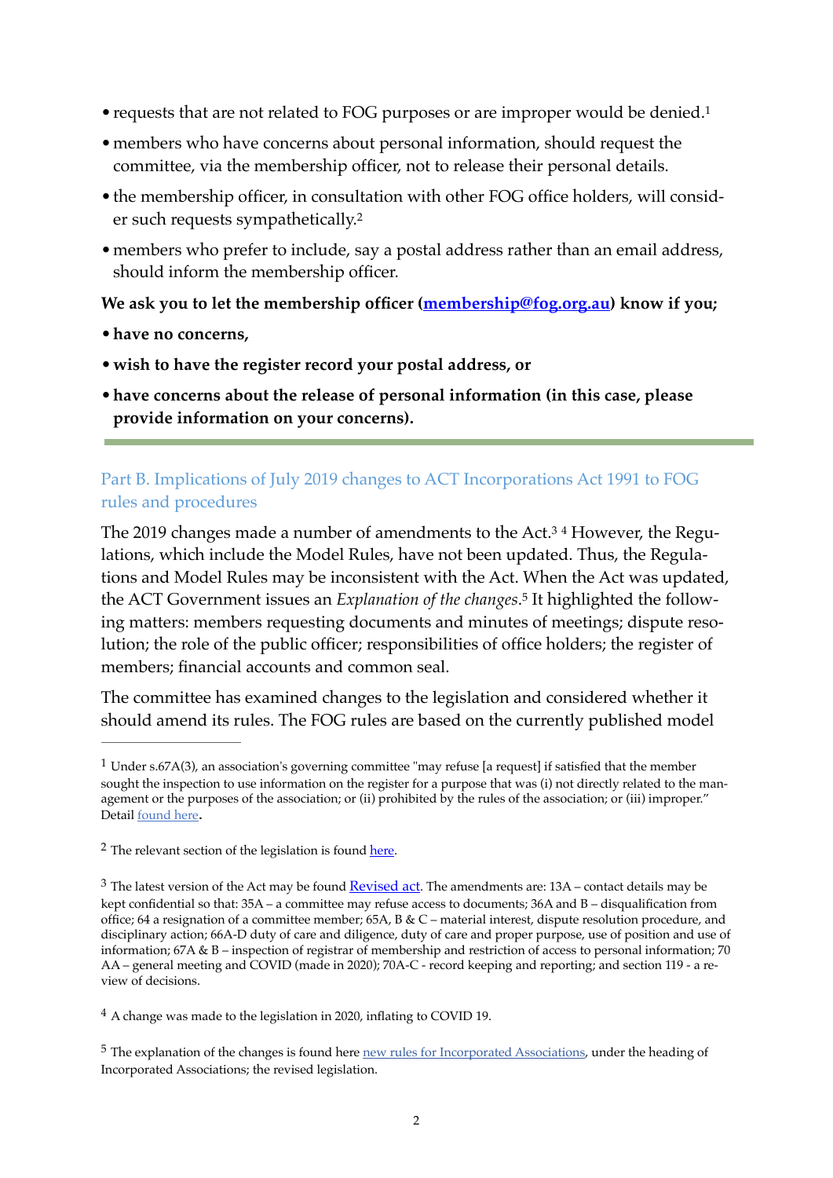- requests that are not related to FOG purposes or are improper would be denied.[1]
- members who have concerns about personal information, should request the committee, via the membership officer, not to release their personal details.
- the membership officer, in consultation with other FOG office holders, will consider such requests sympathetically.[2]
- members who prefer to include, say a postal address rather than an email address, should inform the membership officer.

**We ask you to let the membership officer ([membership@fog.org.au](mailto:membership@fog.org.au)) know if you;**

- **have no concerns,**
- **wish to have the register record your postal address, or**
- **have concerns about the release of personal information (in this case, please provide information on your concerns).**

---

## Part B. Implications of July 2019 changes to ACT Incorporations Act 1991 to FOG rules and procedures

The 2019 changes made a number of amendments to the Act.[3] [4] However, the Regulations, which include the Model Rules, have not been updated. Thus, the Regulations and Model Rules may be inconsistent with the Act. When the Act was updated, the ACT Government issues an *Explanation of the changes*.[5] It highlighted the following matters: members requesting documents and minutes of meetings; dispute resolution; the role of the public officer; responsibilities of office holders; the register of members; financial accounts and common seal.

The committee has examined changes to the legislation and considered whether it should amend its rules. The FOG rules are based on the currently published model

---

[1] Under s.67A(3), an association's governing committee "may refuse [a request] if satisfied that the member sought the inspection to use information on the register for a purpose that was (i) not directly related to the management or the purposes of the association; or (ii) prohibited by the rules of the association; or (iii) improper." Detail found here.

[2] The relevant section of the legislation is found here.

[3] The latest version of the Act may be found Revised act. The amendments are: 13A – contact details may be kept confidential so that: 35A – a committee may refuse access to documents; 36A and B – disqualification from office; 64 a resignation of a committee member; 65A, B & C – material interest, dispute resolution procedure, and disciplinary action; 66A-D duty of care and diligence, duty of care and proper purpose, use of position and use of information; 67A & B – inspection of registrar of membership and restriction of access to personal information; 70 AA – general meeting and COVID (made in 2020); 70A-C - record keeping and reporting; and section 119 - a review of decisions.

[4] A change was made to the legislation in 2020, inflating to COVID 19.

[5] The explanation of the changes is found here new rules for Incorporated Associations, under the heading of Incorporated Associations; the revised legislation.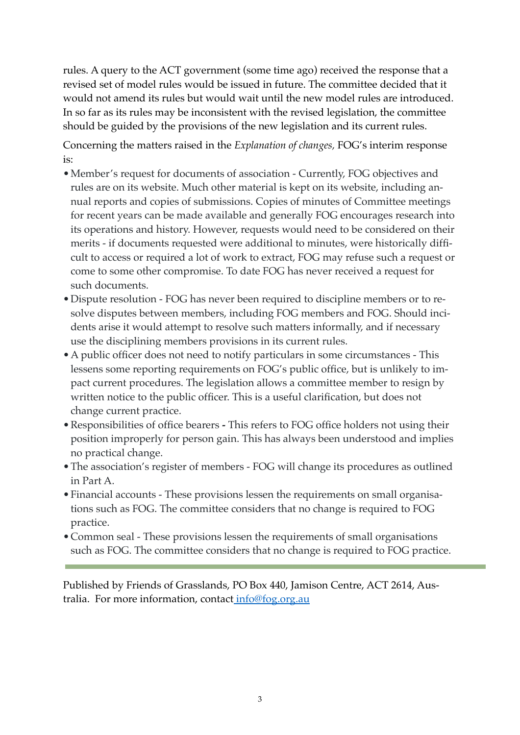rules. A query to the ACT government (some time ago) received the response that a revised set of model rules would be issued in future. The committee decided that it would not amend its rules but would wait until the new model rules are introduced. In so far as its rules may be inconsistent with the revised legislation, the committee should be guided by the provisions of the new legislation and its current rules.

Concerning the matters raised in the *Explanation of changes,* FOG's interim response is:

- Member's request for documents of association - Currently, FOG objectives and rules are on its website. Much other material is kept on its website, including annual reports and copies of submissions. Copies of minutes of Committee meetings for recent years can be made available and generally FOG encourages research into its operations and history. However, requests would need to be considered on their merits - if documents requested were additional to minutes, were historically difficult to access or required a lot of work to extract, FOG may refuse such a request or come to some other compromise. To date FOG has never received a request for such documents.
- Dispute resolution - FOG has never been required to discipline members or to resolve disputes between members, including FOG members and FOG. Should incidents arise it would attempt to resolve such matters informally, and if necessary use the disciplining members provisions in its current rules.
- A public officer does not need to notify particulars in some circumstances - This lessens some reporting requirements on FOG's public office, but is unlikely to impact current procedures. The legislation allows a committee member to resign by written notice to the public officer. This is a useful clarification, but does not change current practice.
- Responsibilities of office bearers **-** This refers to FOG office holders not using their position improperly for person gain. This has always been understood and implies no practical change.
- The association's register of members - FOG will change its procedures as outlined in Part A.
- Financial accounts - These provisions lessen the requirements on small organisations such as FOG. The committee considers that no change is required to FOG practice.
- Common seal - These provisions lessen the requirements of small organisations such as FOG. The committee considers that no change is required to FOG practice.

---

Published by Friends of Grasslands, PO Box 440, Jamison Centre, ACT 2614, Australia. For more information, contact info@fog.org.au